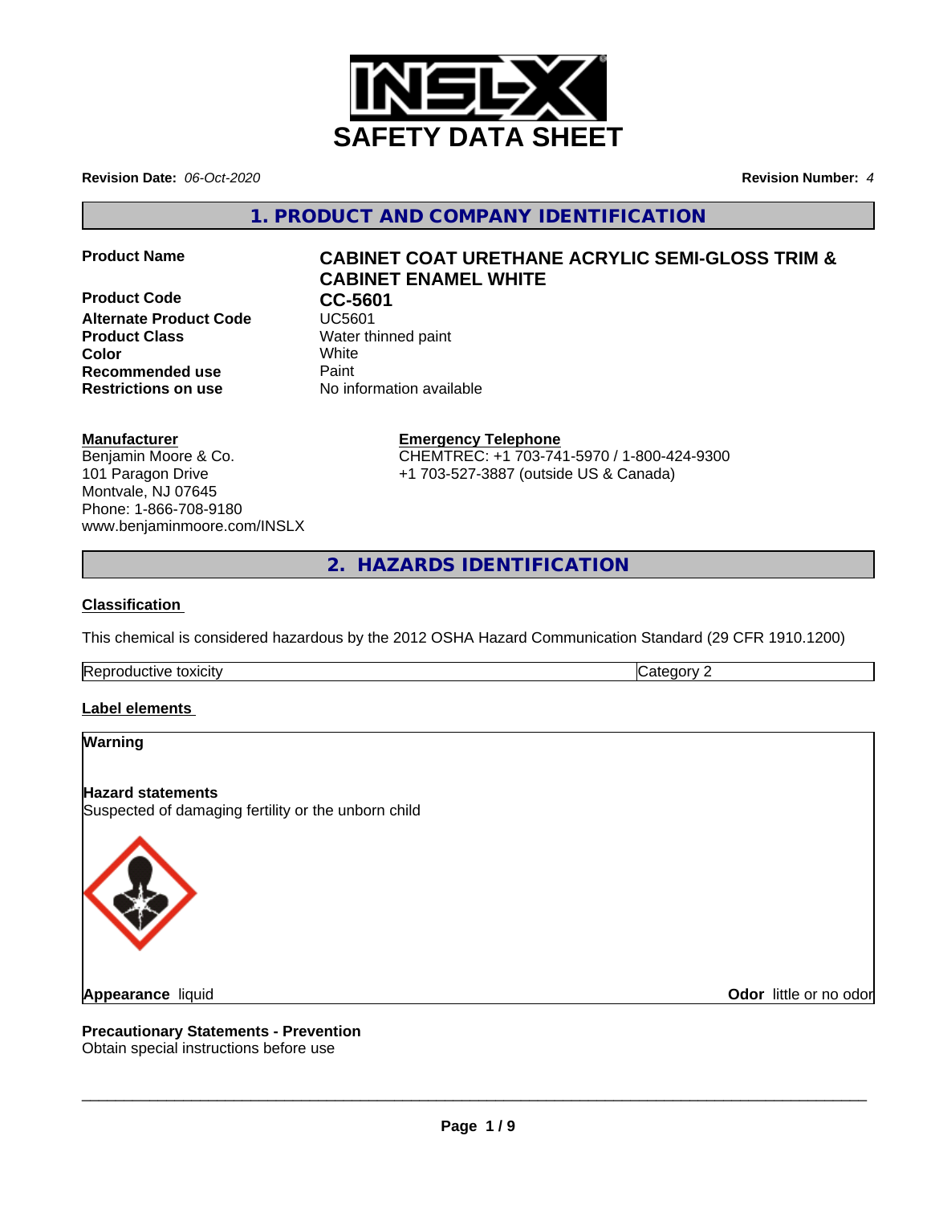# SAFETY DATA SHEET

**Revision Date:** *06-Oct-2020*

**Revision Number:** *4*

## 1. PRODUCT AND COMPANY IDENTIFICATION

| | |
|---|---|
| **Product Name** | **CABINET COAT URETHANE ACRYLIC SEMI-GLOSS TRIM & CABINET ENAMEL WHITE** |
| **Product Code** | **CC-5601** |
| **Alternate Product Code** | UC5601 |
| **Product Class** | Water thinned paint |
| **Color** | White |
| **Recommended use** | Paint |
| **Restrictions on use** | No information available |

**Manufacturer**
Benjamin Moore & Co.
101 Paragon Drive
Montvale, NJ 07645
Phone: 1-866-708-9180
www.benjaminmoore.com/INSLX

**Emergency Telephone**
CHEMTREC: +1 703-741-5970 / 1-800-424-9300
+1 703-527-3887 (outside US & Canada)

## 2. HAZARDS IDENTIFICATION

### Classification

This chemical is considered hazardous by the 2012 OSHA Hazard Communication Standard (29 CFR 1910.1200)

| | |
|---|---|
| Reproductive toxicity | Category 2 |

### Label elements

**Warning**

**Hazard statements**
Suspected of damaging fertility or the unborn child

**Appearance** liquid

**Odor** little or no odor

**Precautionary Statements - Prevention**
Obtain special instructions before use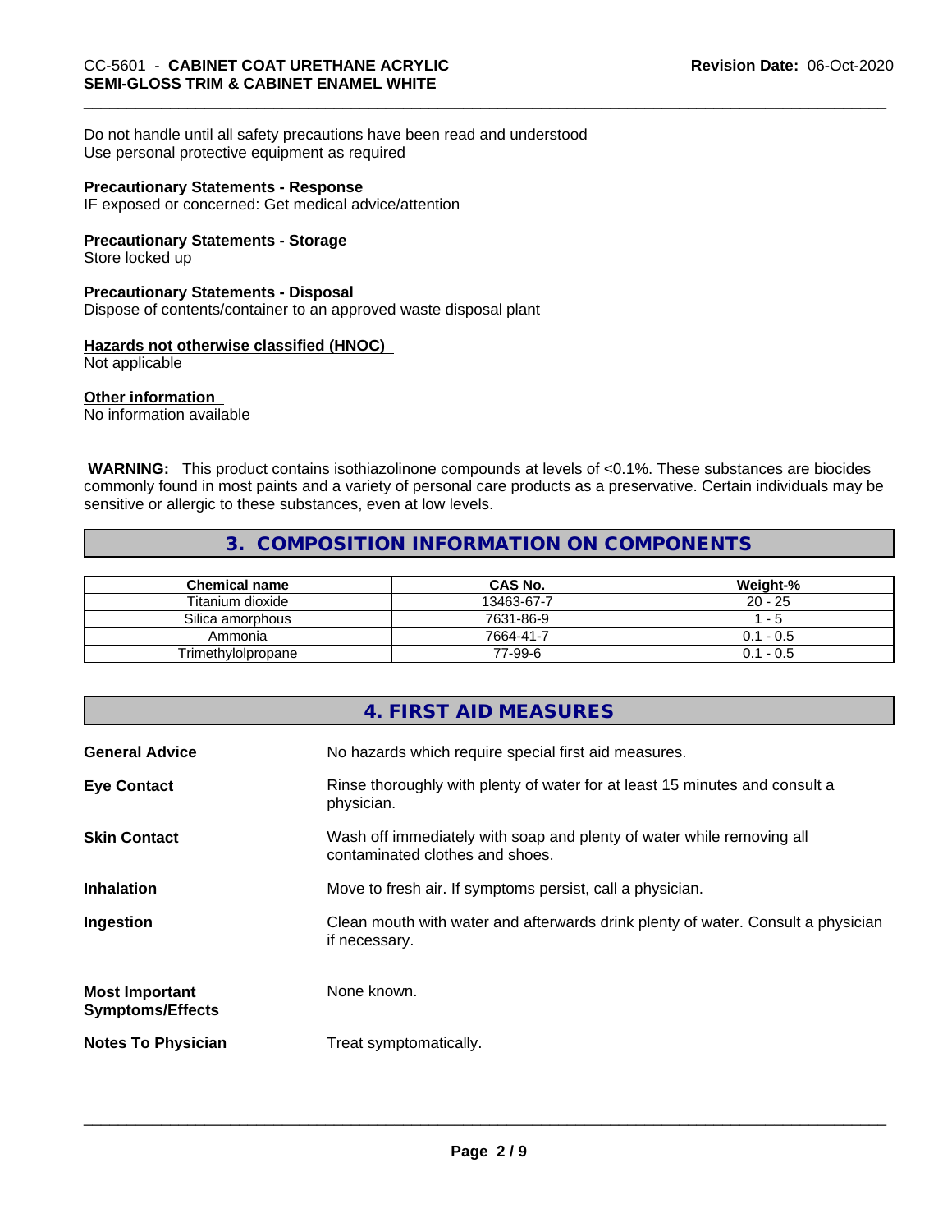Do not handle until all safety precautions have been read and understood
Use personal protective equipment as required

**Precautionary Statements - Response**
IF exposed or concerned: Get medical advice/attention

**Precautionary Statements - Storage**
Store locked up

**Precautionary Statements - Disposal**
Dispose of contents/container to an approved waste disposal plant

**Hazards not otherwise classified (HNOC)**
Not applicable

**Other information**
No information available

**WARNING:** This product contains isothiazolinone compounds at levels of <0.1%. These substances are biocides commonly found in most paints and a variety of personal care products as a preservative. Certain individuals may be sensitive or allergic to these substances, even at low levels.

## 3. COMPOSITION INFORMATION ON COMPONENTS

| Chemical name | CAS No. | Weight-% |
|---|---|---|
| Titanium dioxide | 13463-67-7 | 20 - 25 |
| Silica amorphous | 7631-86-9 | 1 - 5 |
| Ammonia | 7664-41-7 | 0.1 - 0.5 |
| Trimethylolpropane | 77-99-6 | 0.1 - 0.5 |

## 4. FIRST AID MEASURES

| | |
|---|---|
| **General Advice** | No hazards which require special first aid measures. |
| **Eye Contact** | Rinse thoroughly with plenty of water for at least 15 minutes and consult a physician. |
| **Skin Contact** | Wash off immediately with soap and plenty of water while removing all contaminated clothes and shoes. |
| **Inhalation** | Move to fresh air. If symptoms persist, call a physician. |
| **Ingestion** | Clean mouth with water and afterwards drink plenty of water. Consult a physician if necessary. |
| **Most Important Symptoms/Effects** | None known. |
| **Notes To Physician** | Treat symptomatically. |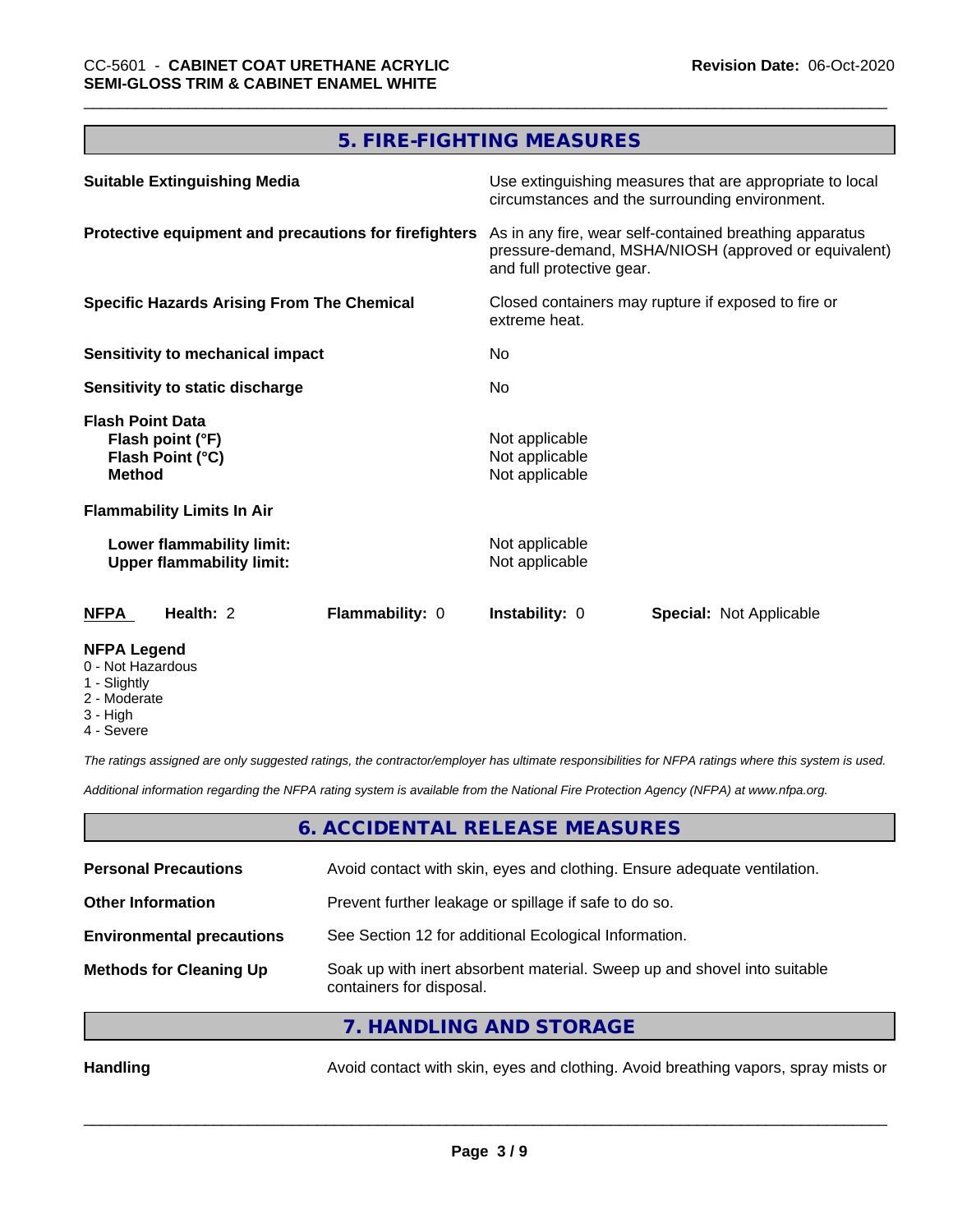## 5. FIRE-FIGHTING MEASURES

| | |
|---|---|
| **Suitable Extinguishing Media** | Use extinguishing measures that are appropriate to local circumstances and the surrounding environment. |
| **Protective equipment and precautions for firefighters** | As in any fire, wear self-contained breathing apparatus pressure-demand, MSHA/NIOSH (approved or equivalent) and full protective gear. |
| **Specific Hazards Arising From The Chemical** | Closed containers may rupture if exposed to fire or extreme heat. |
| **Sensitivity to mechanical impact** | No |
| **Sensitivity to static discharge** | No |

**Flash Point Data**

| | |
|---|---|
| **Flash point (°F)** | Not applicable |
| **Flash Point (°C)** | Not applicable |
| **Method** | Not applicable |

**Flammability Limits In Air**

| | |
|---|---|
| **Lower flammability limit:** | Not applicable |
| **Upper flammability limit:** | Not applicable |

| **NFPA** | **Health:** 2 | **Flammability:** 0 | **Instability:** 0 | **Special:** Not Applicable |
|---|---|---|---|---|

**NFPA Legend**
- 0 - Not Hazardous
- 1 - Slightly
- 2 - Moderate
- 3 - High
- 4 - Severe

*The ratings assigned are only suggested ratings, the contractor/employer has ultimate responsibilities for NFPA ratings where this system is used.*

*Additional information regarding the NFPA rating system is available from the National Fire Protection Agency (NFPA) at www.nfpa.org.*

## 6. ACCIDENTAL RELEASE MEASURES

| | |
|---|---|
| **Personal Precautions** | Avoid contact with skin, eyes and clothing. Ensure adequate ventilation. |
| **Other Information** | Prevent further leakage or spillage if safe to do so. |
| **Environmental precautions** | See Section 12 for additional Ecological Information. |
| **Methods for Cleaning Up** | Soak up with inert absorbent material. Sweep up and shovel into suitable containers for disposal. |

## 7. HANDLING AND STORAGE

| | |
|---|---|
| **Handling** | Avoid contact with skin, eyes and clothing. Avoid breathing vapors, spray mists or |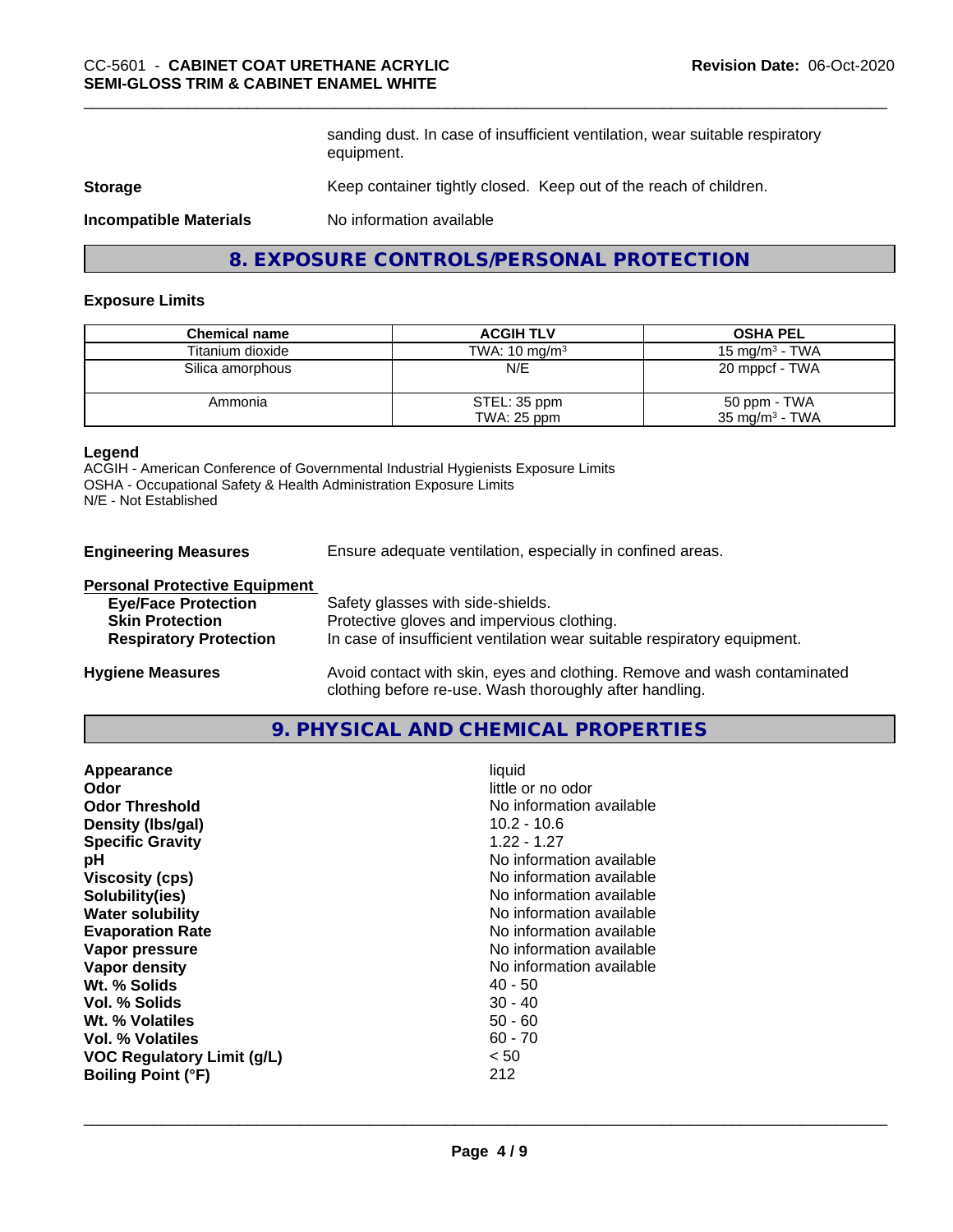sanding dust. In case of insufficient ventilation, wear suitable respiratory equipment.

**Storage** Keep container tightly closed. Keep out of the reach of children.

**Incompatible Materials** No information available

## 8. EXPOSURE CONTROLS/PERSONAL PROTECTION

### Exposure Limits

| Chemical name | ACGIH TLV | OSHA PEL |
|---|---|---|
| Titanium dioxide | TWA: 10 mg/m³ | 15 mg/m³ - TWA |
| Silica amorphous | N/E | 20 mppcf - TWA |
| Ammonia | STEL: 35 ppm<br>TWA: 25 ppm | 50 ppm - TWA<br>35 mg/m³ - TWA |

**Legend**
ACGIH - American Conference of Governmental Industrial Hygienists Exposure Limits
OSHA - Occupational Safety & Health Administration Exposure Limits
N/E - Not Established

**Engineering Measures** Ensure adequate ventilation, especially in confined areas.

**Personal Protective Equipment**

- **Eye/Face Protection** Safety glasses with side-shields.
- **Skin Protection** Protective gloves and impervious clothing.
- **Respiratory Protection** In case of insufficient ventilation wear suitable respiratory equipment.

**Hygiene Measures** Avoid contact with skin, eyes and clothing. Remove and wash contaminated clothing before re-use. Wash thoroughly after handling.

## 9. PHYSICAL AND CHEMICAL PROPERTIES

| | |
|---|---|
| **Appearance** | liquid |
| **Odor** | little or no odor |
| **Odor Threshold** | No information available |
| **Density (lbs/gal)** | 10.2 - 10.6 |
| **Specific Gravity** | 1.22 - 1.27 |
| **pH** | No information available |
| **Viscosity (cps)** | No information available |
| **Solubility(ies)** | No information available |
| **Water solubility** | No information available |
| **Evaporation Rate** | No information available |
| **Vapor pressure** | No information available |
| **Vapor density** | No information available |
| **Wt. % Solids** | 40 - 50 |
| **Vol. % Solids** | 30 - 40 |
| **Wt. % Volatiles** | 50 - 60 |
| **Vol. % Volatiles** | 60 - 70 |
| **VOC Regulatory Limit (g/L)** | < 50 |
| **Boiling Point (°F)** | 212 |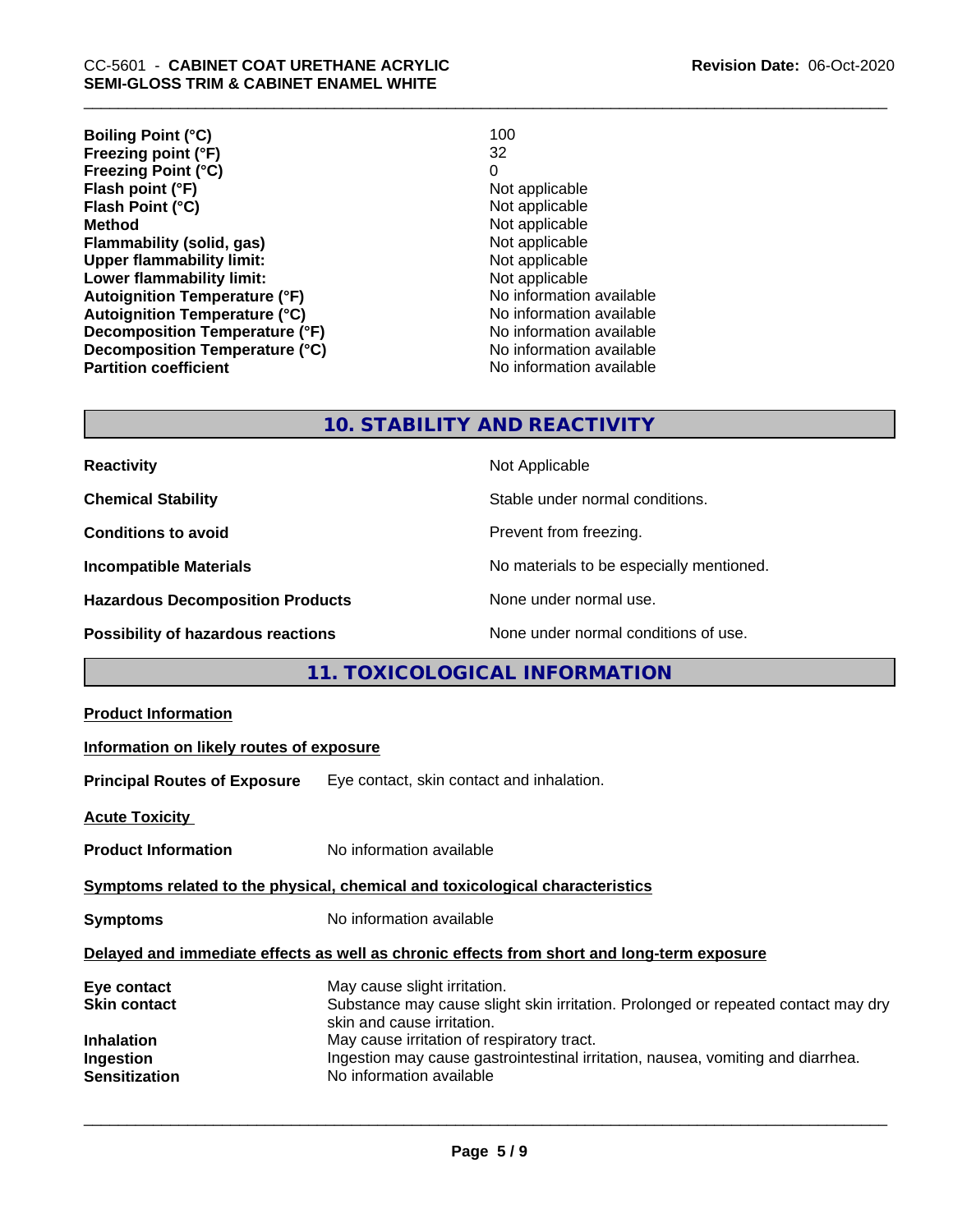| | |
|---|---|
| **Boiling Point (°C)** | 100 |
| **Freezing point (°F)** | 32 |
| **Freezing Point (°C)** | 0 |
| **Flash point (°F)** | Not applicable |
| **Flash Point (°C)** | Not applicable |
| **Method** | Not applicable |
| **Flammability (solid, gas)** | Not applicable |
| **Upper flammability limit:** | Not applicable |
| **Lower flammability limit:** | Not applicable |
| **Autoignition Temperature (°F)** | No information available |
| **Autoignition Temperature (°C)** | No information available |
| **Decomposition Temperature (°F)** | No information available |
| **Decomposition Temperature (°C)** | No information available |
| **Partition coefficient** | No information available |

## 10. STABILITY AND REACTIVITY

| | |
|---|---|
| **Reactivity** | Not Applicable |
| **Chemical Stability** | Stable under normal conditions. |
| **Conditions to avoid** | Prevent from freezing. |
| **Incompatible Materials** | No materials to be especially mentioned. |
| **Hazardous Decomposition Products** | None under normal use. |
| **Possibility of hazardous reactions** | None under normal conditions of use. |

## 11. TOXICOLOGICAL INFORMATION

**Product Information**

**Information on likely routes of exposure**

**Principal Routes of Exposure** Eye contact, skin contact and inhalation.

**Acute Toxicity**

**Product Information** No information available

**Symptoms related to the physical, chemical and toxicological characteristics**

**Symptoms** No information available

**Delayed and immediate effects as well as chronic effects from short and long-term exposure**

| | |
|---|---|
| **Eye contact** | May cause slight irritation. |
| **Skin contact** | Substance may cause slight skin irritation. Prolonged or repeated contact may dry skin and cause irritation. |
| **Inhalation** | May cause irritation of respiratory tract. |
| **Ingestion** | Ingestion may cause gastrointestinal irritation, nausea, vomiting and diarrhea. |
| **Sensitization** | No information available |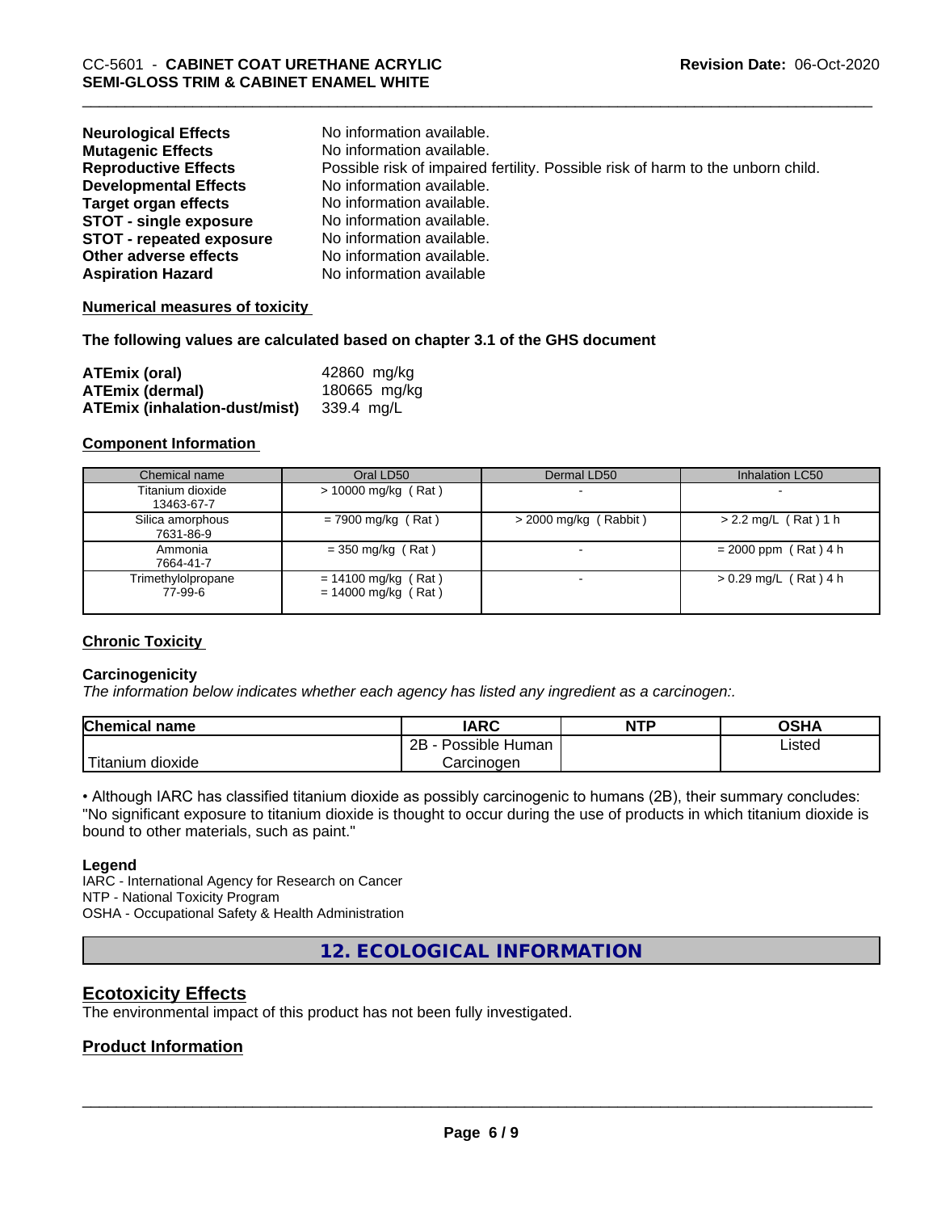| | |
|---|---|
| **Neurological Effects** | No information available. |
| **Mutagenic Effects** | No information available. |
| **Reproductive Effects** | Possible risk of impaired fertility. Possible risk of harm to the unborn child. |
| **Developmental Effects** | No information available. |
| **Target organ effects** | No information available. |
| **STOT - single exposure** | No information available. |
| **STOT - repeated exposure** | No information available. |
| **Other adverse effects** | No information available. |
| **Aspiration Hazard** | No information available |

**Numerical measures of toxicity**

**The following values are calculated based on chapter 3.1 of the GHS document**

| | |
|---|---|
| **ATEmix (oral)** | 42860 mg/kg |
| **ATEmix (dermal)** | 180665 mg/kg |
| **ATEmix (inhalation-dust/mist)** | 339.4 mg/L |

**Component Information**

| Chemical name | Oral LD50 | Dermal LD50 | Inhalation LC50 |
|---|---|---|---|
| Titanium dioxide<br>13463-67-7 | > 10000 mg/kg ( Rat ) | - | - |
| Silica amorphous<br>7631-86-9 | = 7900 mg/kg ( Rat ) | > 2000 mg/kg ( Rabbit ) | > 2.2 mg/L ( Rat ) 1 h |
| Ammonia<br>7664-41-7 | = 350 mg/kg ( Rat ) | - | = 2000 ppm ( Rat ) 4 h |
| Trimethylolpropane<br>77-99-6 | = 14100 mg/kg ( Rat )<br>= 14000 mg/kg ( Rat ) | - | > 0.29 mg/L ( Rat ) 4 h |

**Chronic Toxicity**

**Carcinogenicity**

*The information below indicates whether each agency has listed any ingredient as a carcinogen:.*

| Chemical name | IARC | NTP | OSHA |
|---|---|---|---|
| Titanium dioxide | 2B - Possible Human Carcinogen | | Listed |

• Although IARC has classified titanium dioxide as possibly carcinogenic to humans (2B), their summary concludes: "No significant exposure to titanium dioxide is thought to occur during the use of products in which titanium dioxide is bound to other materials, such as paint."

**Legend**

IARC - International Agency for Research on Cancer
NTP - National Toxicity Program
OSHA - Occupational Safety & Health Administration

## 12. ECOLOGICAL INFORMATION

### Ecotoxicity Effects

The environmental impact of this product has not been fully investigated.

### Product Information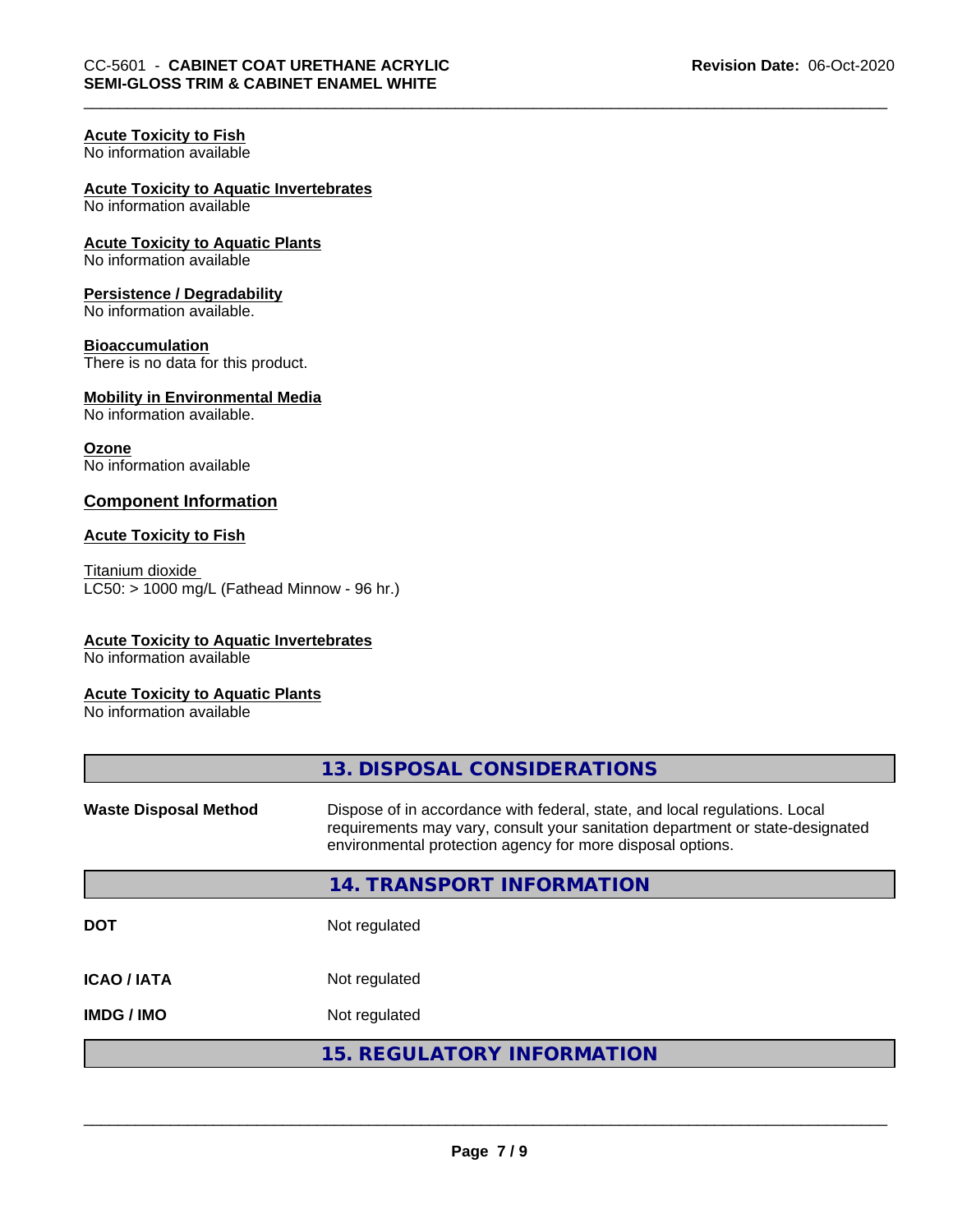**Acute Toxicity to Fish**
No information available

**Acute Toxicity to Aquatic Invertebrates**
No information available

**Acute Toxicity to Aquatic Plants**
No information available

**Persistence / Degradability**
No information available.

**Bioaccumulation**
There is no data for this product.

**Mobility in Environmental Media**
No information available.

**Ozone**
No information available

### Component Information

**Acute Toxicity to Fish**

Titanium dioxide
LC50: > 1000 mg/L (Fathead Minnow - 96 hr.)

**Acute Toxicity to Aquatic Invertebrates**
No information available

**Acute Toxicity to Aquatic Plants**
No information available

## 13. DISPOSAL CONSIDERATIONS

| | |
|---|---|
| **Waste Disposal Method** | Dispose of in accordance with federal, state, and local regulations. Local requirements may vary, consult your sanitation department or state-designated environmental protection agency for more disposal options. |

## 14. TRANSPORT INFORMATION

| | |
|---|---|
| **DOT** | Not regulated |
| **ICAO / IATA** | Not regulated |
| **IMDG / IMO** | Not regulated |

## 15. REGULATORY INFORMATION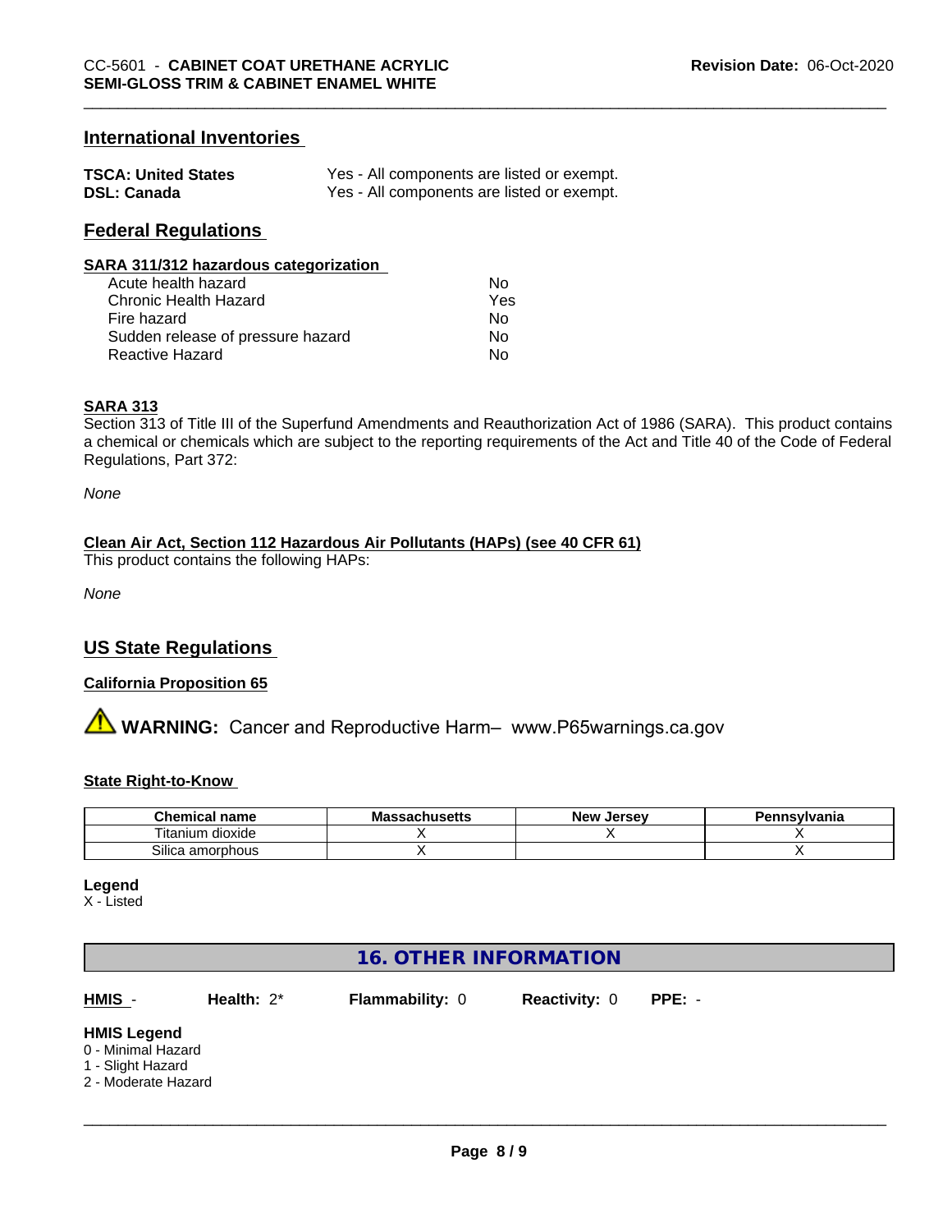## International Inventories

| | |
|---|---|
| **TSCA: United States** | Yes - All components are listed or exempt. |
| **DSL: Canada** | Yes - All components are listed or exempt. |

## Federal Regulations

**SARA 311/312 hazardous categorization**

| | |
|---|---|
| Acute health hazard | No |
| Chronic Health Hazard | Yes |
| Fire hazard | No |
| Sudden release of pressure hazard | No |
| Reactive Hazard | No |

**SARA 313**

Section 313 of Title III of the Superfund Amendments and Reauthorization Act of 1986 (SARA). This product contains a chemical or chemicals which are subject to the reporting requirements of the Act and Title 40 of the Code of Federal Regulations, Part 372:

*None*

**Clean Air Act, Section 112 Hazardous Air Pollutants (HAPs) (see 40 CFR 61)**

This product contains the following HAPs:

*None*

## US State Regulations

**California Proposition 65**

⚠ **WARNING:** Cancer and Reproductive Harm– www.P65warnings.ca.gov

**State Right-to-Know**

| Chemical name | Massachusetts | New Jersey | Pennsylvania |
|---|---|---|---|
| Titanium dioxide | X | X | X |
| Silica amorphous | X | | X |

**Legend**

X - Listed

## 16. OTHER INFORMATION

**HMIS** - **Health:** 2* **Flammability:** 0 **Reactivity:** 0 **PPE:** -

**HMIS Legend**

0 - Minimal Hazard
1 - Slight Hazard
2 - Moderate Hazard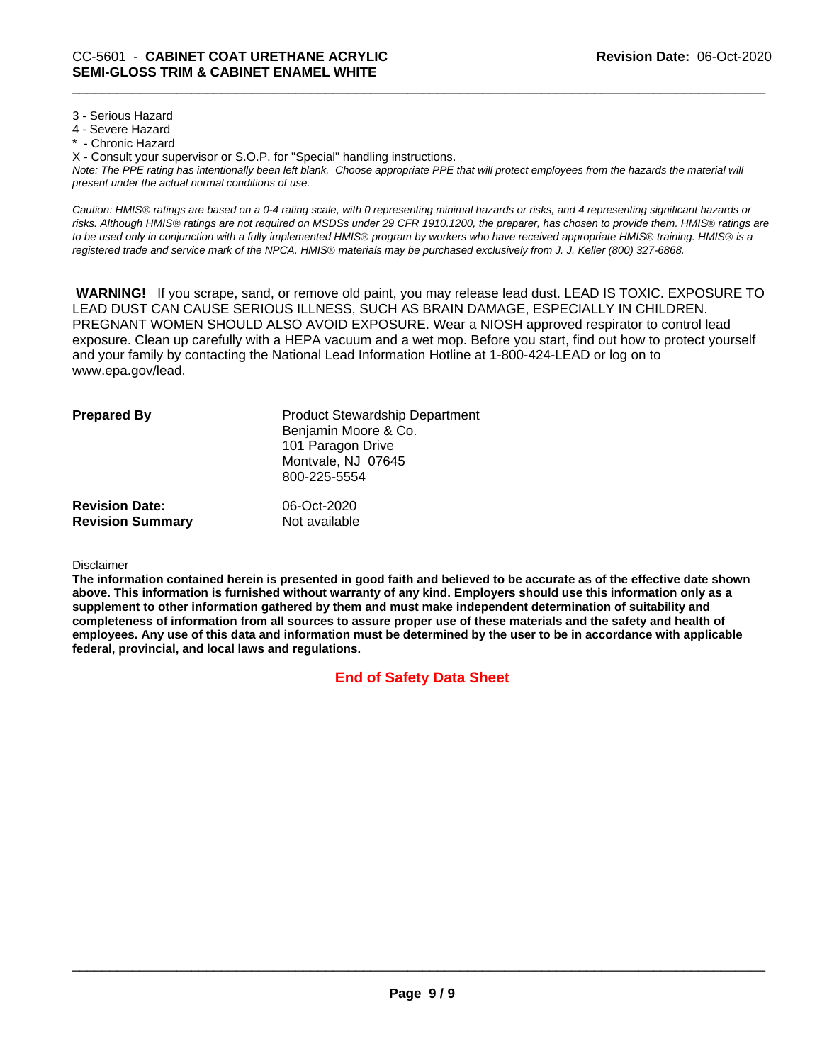3 - Serious Hazard
4 - Severe Hazard
* - Chronic Hazard
X - Consult your supervisor or S.O.P. for "Special" handling instructions.
*Note: The PPE rating has intentionally been left blank. Choose appropriate PPE that will protect employees from the hazards the material will present under the actual normal conditions of use.*

*Caution: HMIS® ratings are based on a 0-4 rating scale, with 0 representing minimal hazards or risks, and 4 representing significant hazards or risks. Although HMIS® ratings are not required on MSDSs under 29 CFR 1910.1200, the preparer, has chosen to provide them. HMIS® ratings are to be used only in conjunction with a fully implemented HMIS® program by workers who have received appropriate HMIS® training. HMIS® is a registered trade and service mark of the NPCA. HMIS® materials may be purchased exclusively from J. J. Keller (800) 327-6868.*

**WARNING!** If you scrape, sand, or remove old paint, you may release lead dust. LEAD IS TOXIC. EXPOSURE TO LEAD DUST CAN CAUSE SERIOUS ILLNESS, SUCH AS BRAIN DAMAGE, ESPECIALLY IN CHILDREN. PREGNANT WOMEN SHOULD ALSO AVOID EXPOSURE. Wear a NIOSH approved respirator to control lead exposure. Clean up carefully with a HEPA vacuum and a wet mop. Before you start, find out how to protect yourself and your family by contacting the National Lead Information Hotline at 1-800-424-LEAD or log on to www.epa.gov/lead.

| | |
|---|---|
| **Prepared By** | Product Stewardship Department<br>Benjamin Moore & Co.<br>101 Paragon Drive<br>Montvale, NJ 07645<br>800-225-5554 |
| **Revision Date:** | 06-Oct-2020 |
| **Revision Summary** | Not available |

Disclaimer
**The information contained herein is presented in good faith and believed to be accurate as of the effective date shown above. This information is furnished without warranty of any kind. Employers should use this information only as a supplement to other information gathered by them and must make independent determination of suitability and completeness of information from all sources to assure proper use of these materials and the safety and health of employees. Any use of this data and information must be determined by the user to be in accordance with applicable federal, provincial, and local laws and regulations.**

**End of Safety Data Sheet**